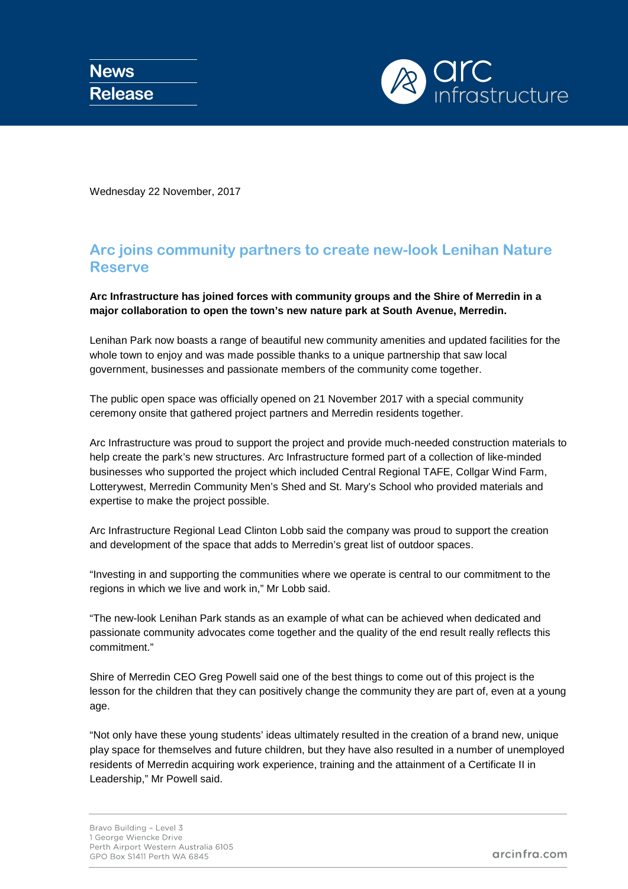News Release

Wednesday 22 November, 2017

# Arc joins community partners to create new-look Lenihan Nature Reserve

**Arc Infrastructure has joined forces with community groups and the Shire of Merredin in a major collaboration to open the town's new nature park at South Avenue, Merredin.**

Lenihan Park now boasts a range of beautiful new community amenities and updated facilities for the whole town to enjoy and was made possible thanks to a unique partnership that saw local government, businesses and passionate members of the community come together.

The public open space was officially opened on 21 November 2017 with a special community ceremony onsite that gathered project partners and Merredin residents together.

Arc Infrastructure was proud to support the project and provide much-needed construction materials to help create the park's new structures. Arc Infrastructure formed part of a collection of like-minded businesses who supported the project which included Central Regional TAFE, Collgar Wind Farm, Lotterywest, Merredin Community Men's Shed and St. Mary's School who provided materials and expertise to make the project possible.

Arc Infrastructure Regional Lead Clinton Lobb said the company was proud to support the creation and development of the space that adds to Merredin's great list of outdoor spaces.

"Investing in and supporting the communities where we operate is central to our commitment to the regions in which we live and work in," Mr Lobb said.

"The new-look Lenihan Park stands as an example of what can be achieved when dedicated and passionate community advocates come together and the quality of the end result really reflects this commitment."

Shire of Merredin CEO Greg Powell said one of the best things to come out of this project is the lesson for the children that they can positively change the community they are part of, even at a young age.

"Not only have these young students' ideas ultimately resulted in the creation of a brand new, unique play space for themselves and future children, but they have also resulted in a number of unemployed residents of Merredin acquiring work experience, training and the attainment of a Certificate II in Leadership," Mr Powell said.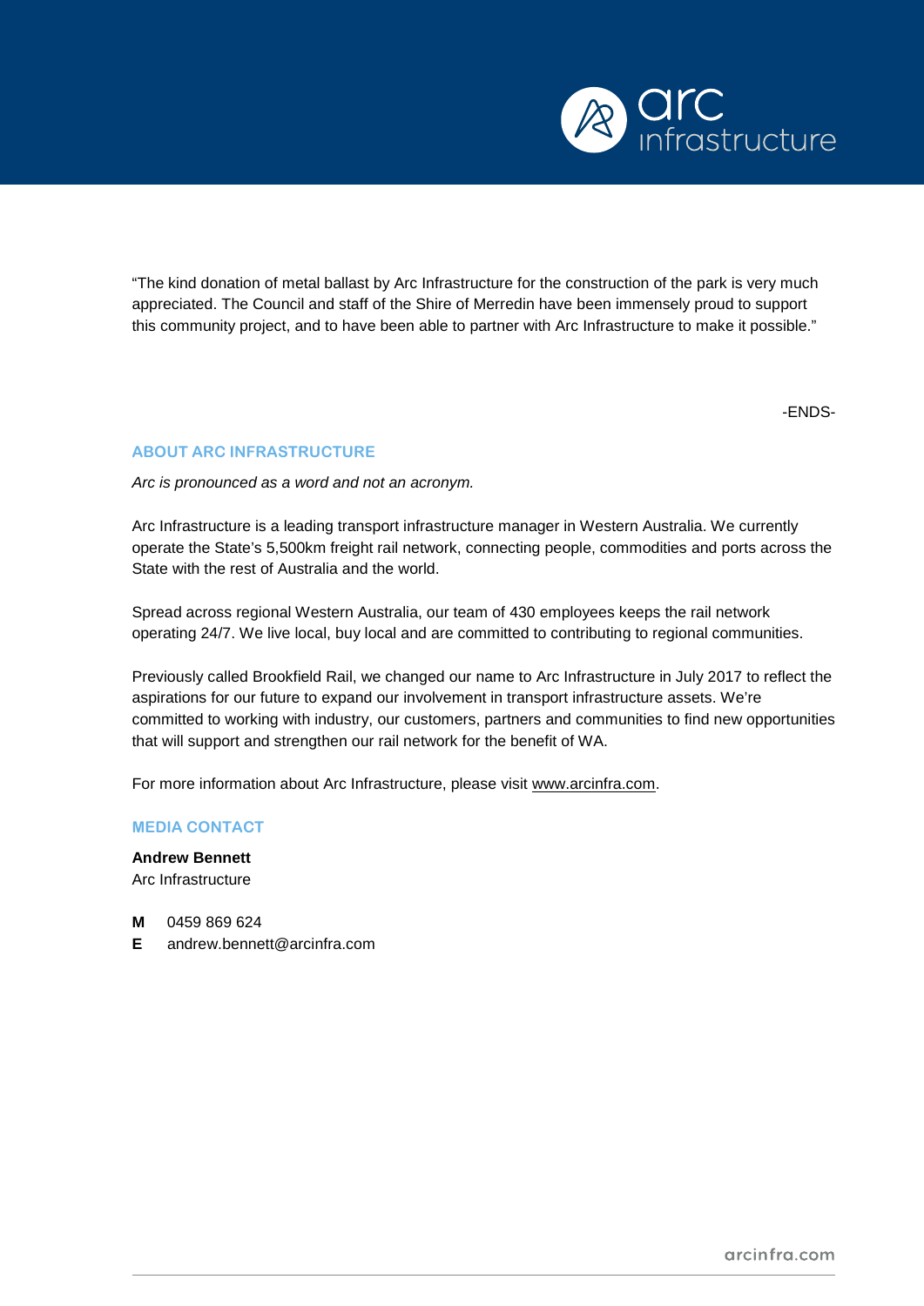"The kind donation of metal ballast by Arc Infrastructure for the construction of the park is very much appreciated. The Council and staff of the Shire of Merredin have been immensely proud to support this community project, and to have been able to partner with Arc Infrastructure to make it possible."

-ENDS-

## ABOUT ARC INFRASTRUCTURE

*Arc is pronounced as a word and not an acronym.*

Arc Infrastructure is a leading transport infrastructure manager in Western Australia. We currently operate the State's 5,500km freight rail network, connecting people, commodities and ports across the State with the rest of Australia and the world.

Spread across regional Western Australia, our team of 430 employees keeps the rail network operating 24/7. We live local, buy local and are committed to contributing to regional communities.

Previously called Brookfield Rail, we changed our name to Arc Infrastructure in July 2017 to reflect the aspirations for our future to expand our involvement in transport infrastructure assets. We're committed to working with industry, our customers, partners and communities to find new opportunities that will support and strengthen our rail network for the benefit of WA.

For more information about Arc Infrastructure, please visit www.arcinfra.com.

## MEDIA CONTACT

**Andrew Bennett**
Arc Infrastructure

**M** 0459 869 624
**E** andrew.bennett@arcinfra.com